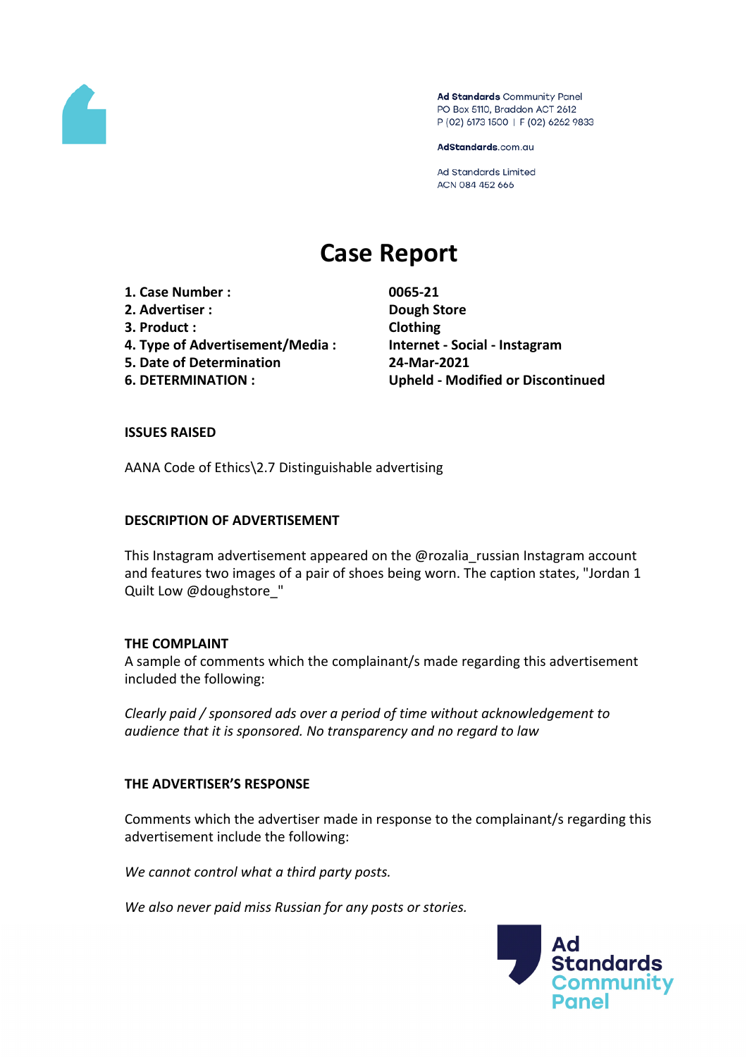Ad Standards Community Panel
PO Box 5110, Braddon ACT 2612
P (02) 6173 1500 | F (02) 6262 9833

AdStandards.com.au

Ad Standards Limited
ACN 084 452 666

# Case Report

| | |
|---|---|
| **1. Case Number :** | **0065-21** |
| **2. Advertiser :** | **Dough Store** |
| **3. Product :** | **Clothing** |
| **4. Type of Advertisement/Media :** | **Internet - Social - Instagram** |
| **5. Date of Determination** | **24-Mar-2021** |
| **6. DETERMINATION :** | **Upheld - Modified or Discontinued** |

### ISSUES RAISED

AANA Code of Ethics\2.7 Distinguishable advertising

### DESCRIPTION OF ADVERTISEMENT

This Instagram advertisement appeared on the @rozalia_russian Instagram account and features two images of a pair of shoes being worn. The caption states, "Jordan 1 Quilt Low @doughstore_"

### THE COMPLAINT

A sample of comments which the complainant/s made regarding this advertisement included the following:

*Clearly paid / sponsored ads over a period of time without acknowledgement to audience that it is sponsored. No transparency and no regard to law*

### THE ADVERTISER'S RESPONSE

Comments which the advertiser made in response to the complainant/s regarding this advertisement include the following:

*We cannot control what a third party posts.*

*We also never paid miss Russian for any posts or stories.*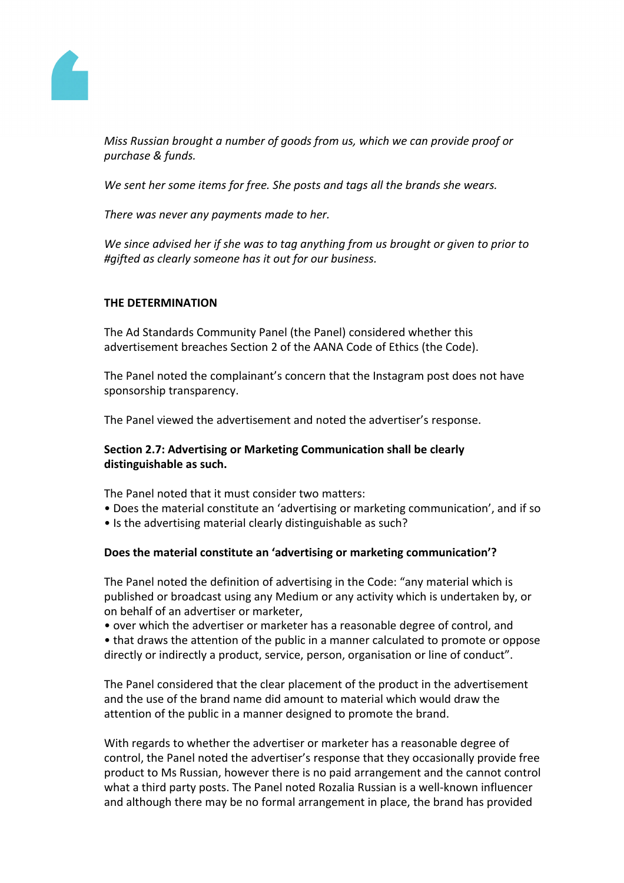*Miss Russian brought a number of goods from us, which we can provide proof or purchase & funds.*

*We sent her some items for free. She posts and tags all the brands she wears.*

*There was never any payments made to her.*

*We since advised her if she was to tag anything from us brought or given to prior to #gifted as clearly someone has it out for our business.*

**THE DETERMINATION**

The Ad Standards Community Panel (the Panel) considered whether this advertisement breaches Section 2 of the AANA Code of Ethics (the Code).

The Panel noted the complainant's concern that the Instagram post does not have sponsorship transparency.

The Panel viewed the advertisement and noted the advertiser's response.

**Section 2.7: Advertising or Marketing Communication shall be clearly distinguishable as such.**

The Panel noted that it must consider two matters:

- Does the material constitute an 'advertising or marketing communication', and if so
- Is the advertising material clearly distinguishable as such?

**Does the material constitute an 'advertising or marketing communication'?**

The Panel noted the definition of advertising in the Code: "any material which is published or broadcast using any Medium or any activity which is undertaken by, or on behalf of an advertiser or marketer,

- over which the advertiser or marketer has a reasonable degree of control, and
- that draws the attention of the public in a manner calculated to promote or oppose directly or indirectly a product, service, person, organisation or line of conduct".

The Panel considered that the clear placement of the product in the advertisement and the use of the brand name did amount to material which would draw the attention of the public in a manner designed to promote the brand.

With regards to whether the advertiser or marketer has a reasonable degree of control, the Panel noted the advertiser's response that they occasionally provide free product to Ms Russian, however there is no paid arrangement and the cannot control what a third party posts. The Panel noted Rozalia Russian is a well-known influencer and although there may be no formal arrangement in place, the brand has provided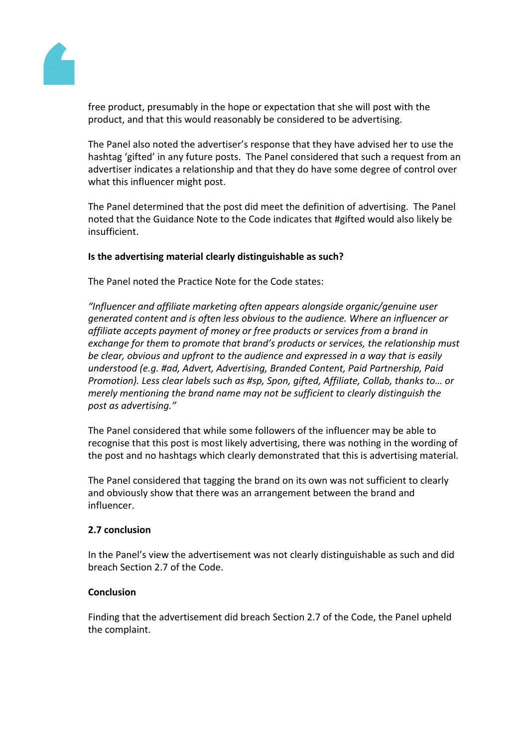free product, presumably in the hope or expectation that she will post with the product, and that this would reasonably be considered to be advertising.

The Panel also noted the advertiser's response that they have advised her to use the hashtag 'gifted' in any future posts. The Panel considered that such a request from an advertiser indicates a relationship and that they do have some degree of control over what this influencer might post.

The Panel determined that the post did meet the definition of advertising. The Panel noted that the Guidance Note to the Code indicates that #gifted would also likely be insufficient.

**Is the advertising material clearly distinguishable as such?**

The Panel noted the Practice Note for the Code states:

*"Influencer and affiliate marketing often appears alongside organic/genuine user generated content and is often less obvious to the audience. Where an influencer or affiliate accepts payment of money or free products or services from a brand in exchange for them to promote that brand's products or services, the relationship must be clear, obvious and upfront to the audience and expressed in a way that is easily understood (e.g. #ad, Advert, Advertising, Branded Content, Paid Partnership, Paid Promotion). Less clear labels such as #sp, Spon, gifted, Affiliate, Collab, thanks to… or merely mentioning the brand name may not be sufficient to clearly distinguish the post as advertising."*

The Panel considered that while some followers of the influencer may be able to recognise that this post is most likely advertising, there was nothing in the wording of the post and no hashtags which clearly demonstrated that this is advertising material.

The Panel considered that tagging the brand on its own was not sufficient to clearly and obviously show that there was an arrangement between the brand and influencer.

**2.7 conclusion**

In the Panel's view the advertisement was not clearly distinguishable as such and did breach Section 2.7 of the Code.

**Conclusion**

Finding that the advertisement did breach Section 2.7 of the Code, the Panel upheld the complaint.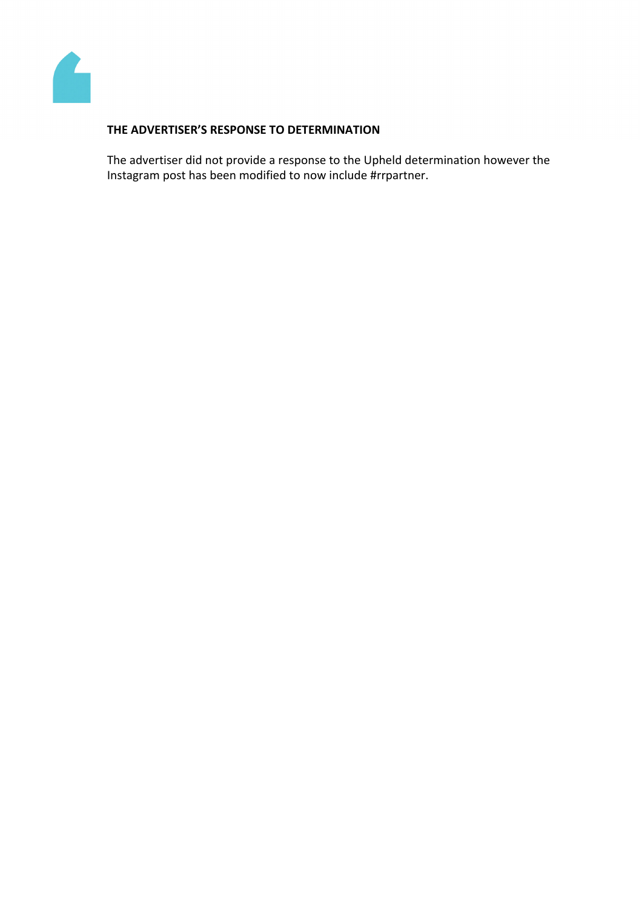**THE ADVERTISER'S RESPONSE TO DETERMINATION**

The advertiser did not provide a response to the Upheld determination however the Instagram post has been modified to now include #rrpartner.